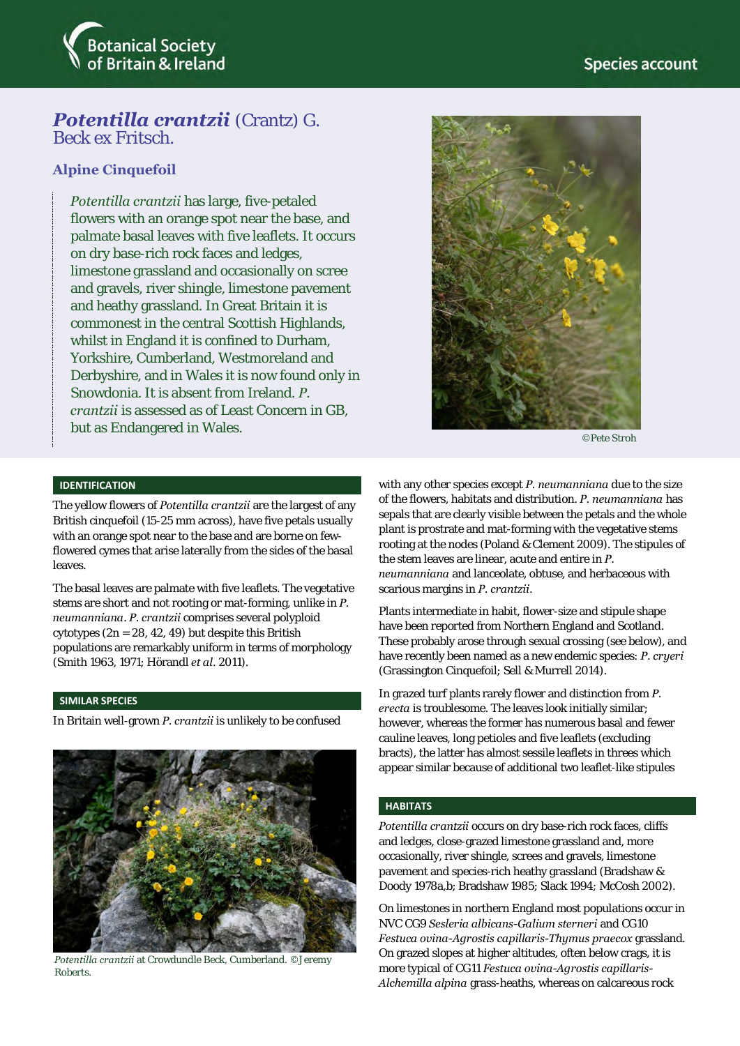Botanical Society of Britain & Ireland

Species account

# *Potentilla crantzii* (Crantz) G. Beck ex Fritsch.

## Alpine Cinquefoil

*Potentilla crantzii* has large, five-petaled flowers with an orange spot near the base, and palmate basal leaves with five leaflets. It occurs on dry base-rich rock faces and ledges, limestone grassland and occasionally on scree and gravels, river shingle, limestone pavement and heathy grassland. In Great Britain it is commonest in the central Scottish Highlands, whilst in England it is confined to Durham, Yorkshire, Cumberland, Westmoreland and Derbyshire, and in Wales it is now found only in Snowdonia. It is absent from Ireland. *P. crantzii* is assessed as of Least Concern in GB, but as Endangered in Wales.

©Pete Stroh

### IDENTIFICATION

The yellow flowers of *Potentilla crantzii* are the largest of any British cinquefoil (15-25 mm across), have five petals usually with an orange spot near to the base and are borne on few-flowered cymes that arise laterally from the sides of the basal leaves.

The basal leaves are palmate with five leaflets. The vegetative stems are short and not rooting or mat-forming, unlike in *P. neumanniana*. *P. crantzii* comprises several polyploid cytotypes (2n = 28, 42, 49) but despite this British populations are remarkably uniform in terms of morphology (Smith 1963, 1971; Hörandl *et al*. 2011).

### SIMILAR SPECIES

In Britain well-grown *P. crantzii* is unlikely to be confused with any other species except *P. neumanniana* due to the size of the flowers, habitats and distribution. *P. neumanniana* has sepals that are clearly visible between the petals and the whole plant is prostrate and mat-forming with the vegetative stems rooting at the nodes (Poland & Clement 2009). The stipules of the stem leaves are linear, acute and entire in *P. neumanniana* and lanceolate, obtuse, and herbaceous with scarious margins in *P. crantzii*.

*Potentilla crantzii* at Crowdundle Beck, Cumberland. ©Jeremy Roberts.

Plants intermediate in habit, flower-size and stipule shape have been reported from Northern England and Scotland. These probably arose through sexual crossing (see below), and have recently been named as a new endemic species: *P. cryeri* (Grassington Cinquefoil; Sell & Murrell 2014).

In grazed turf plants rarely flower and distinction from *P. erecta* is troublesome. The leaves look initially similar; however, whereas the former has numerous basal and fewer cauline leaves, long petioles and five leaflets (excluding bracts), the latter has almost sessile leaflets in threes which appear similar because of additional two leaflet-like stipules

### HABITATS

*Potentilla crantzii* occurs on dry base-rich rock faces, cliffs and ledges, close-grazed limestone grassland and, more occasionally, river shingle, screes and gravels, limestone pavement and species-rich heathy grassland (Bradshaw & Doody 1978a,b; Bradshaw 1985; Slack 1994; McCosh 2002).

On limestones in northern England most populations occur in NVC CG9 *Sesleria albicans-Galium sterneri* and CG10 *Festuca ovina-Agrostis capillaris-Thymus praecox* grassland. On grazed slopes at higher altitudes, often below crags, it is more typical of CG11 *Festuca ovina-Agrostis capillaris-Alchemilla alpina* grass-heaths, whereas on calcareous rock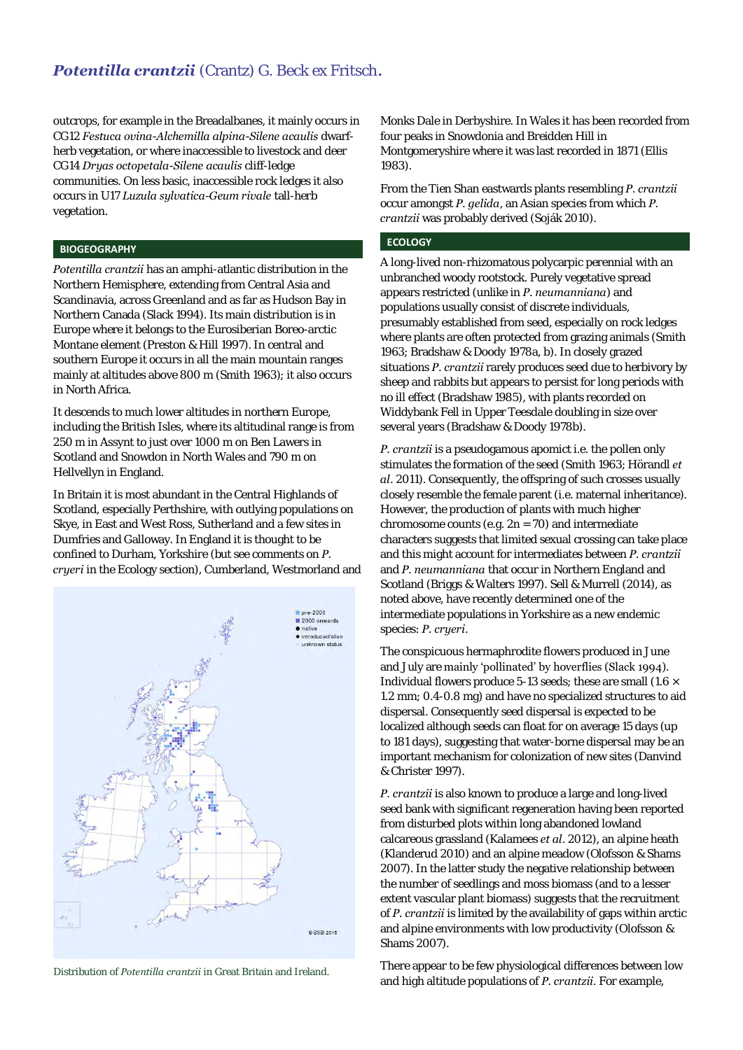outcrops, for example in the Breadalbanes, it mainly occurs in CG12 *Festuca ovina-Alchemilla alpina-Silene acaulis* dwarf-herb vegetation, or where inaccessible to livestock and deer CG14 *Dryas octopetala-Silene acaulis* cliff-ledge communities. On less basic, inaccessible rock ledges it also occurs in U17 *Luzula sylvatica-Geum rivale* tall-herb vegetation.

## BIOGEOGRAPHY

*Potentilla crantzii* has an amphi-atlantic distribution in the Northern Hemisphere, extending from Central Asia and Scandinavia, across Greenland and as far as Hudson Bay in Northern Canada (Slack 1994). Its main distribution is in Europe where it belongs to the Eurosiberian Boreo-arctic Montane element (Preston & Hill 1997). In central and southern Europe it occurs in all the main mountain ranges mainly at altitudes above 800 m (Smith 1963); it also occurs in North Africa.

It descends to much lower altitudes in northern Europe, including the British Isles, where its altitudinal range is from 250 m in Assynt to just over 1000 m on Ben Lawers in Scotland and Snowdon in North Wales and 790 m on Hellvellyn in England.

In Britain it is most abundant in the Central Highlands of Scotland, especially Perthshire, with outlying populations on Skye, in East and West Ross, Sutherland and a few sites in Dumfries and Galloway. In England it is thought to be confined to Durham, Yorkshire (but see comments on *P. cryeri* in the Ecology section), Cumberland, Westmorland and Monks Dale in Derbyshire. In Wales it has been recorded from four peaks in Snowdonia and Breidden Hill in Montgomeryshire where it was last recorded in 1871 (Ellis 1983).

Distribution of *Potentilla crantzii* in Great Britain and Ireland.

From the Tien Shan eastwards plants resembling *P. crantzii* occur amongst *P. gelida*, an Asian species from which *P. crantzii* was probably derived (Soják 2010).

## ECOLOGY

A long-lived non-rhizomatous polycarpic perennial with an unbranched woody rootstock. Purely vegetative spread appears restricted (unlike in *P. neumanniana*) and populations usually consist of discrete individuals, presumably established from seed, especially on rock ledges where plants are often protected from grazing animals (Smith 1963; Bradshaw & Doody 1978a, b). In closely grazed situations *P. crantzii* rarely produces seed due to herbivory by sheep and rabbits but appears to persist for long periods with no ill effect (Bradshaw 1985), with plants recorded on Widdybank Fell in Upper Teesdale doubling in size over several years (Bradshaw & Doody 1978b).

*P. crantzii* is a pseudogamous apomict i.e. the pollen only stimulates the formation of the seed (Smith 1963; Hörandl *et al*. 2011). Consequently, the offspring of such crosses usually closely resemble the female parent (i.e. maternal inheritance). However, the production of plants with much higher chromosome counts (e.g. 2n = 70) and intermediate characters suggests that limited sexual crossing can take place and this might account for intermediates between *P. crantzii* and *P. neumanniana* that occur in Northern England and Scotland (Briggs & Walters 1997). Sell & Murrell (2014), as noted above, have recently determined one of the intermediate populations in Yorkshire as a new endemic species: *P. cryeri*.

The conspicuous hermaphrodite flowers produced in June and July are mainly 'pollinated' by hoverflies (Slack 1994). Individual flowers produce 5-13 seeds; these are small (1.6 × 1.2 mm; 0.4-0.8 mg) and have no specialized structures to aid dispersal. Consequently seed dispersal is expected to be localized although seeds can float for on average 15 days (up to 181 days), suggesting that water-borne dispersal may be an important mechanism for colonization of new sites (Danvind & Christer 1997).

*P. crantzii* is also known to produce a large and long-lived seed bank with significant regeneration having been reported from disturbed plots within long abandoned lowland calcareous grassland (Kalamees *et al*. 2012), an alpine heath (Klanderud 2010) and an alpine meadow (Olofsson & Shams 2007). In the latter study the negative relationship between the number of seedlings and moss biomass (and to a lesser extent vascular plant biomass) suggests that the recruitment of *P. crantzii* is limited by the availability of gaps within arctic and alpine environments with low productivity (Olofsson & Shams 2007).

There appear to be few physiological differences between low and high altitude populations of *P. crantzii*. For example,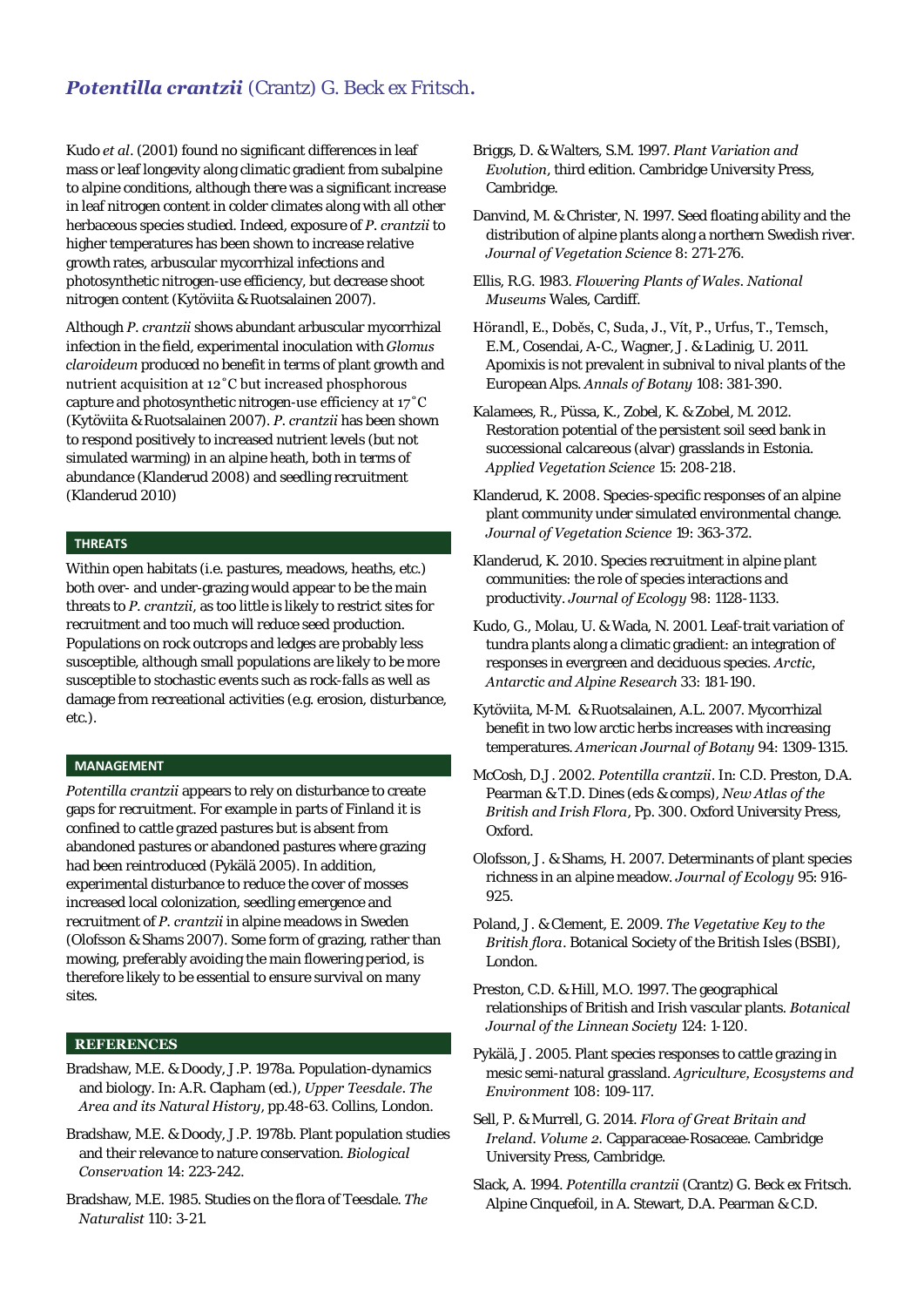Kudo *et al*. (2001) found no significant differences in leaf mass or leaf longevity along climatic gradient from subalpine to alpine conditions, although there was a significant increase in leaf nitrogen content in colder climates along with all other herbaceous species studied. Indeed, exposure of *P. crantzii* to higher temperatures has been shown to increase relative growth rates, arbuscular mycorrhizal infections and photosynthetic nitrogen-use efficiency, but decrease shoot nitrogen content (Kytöviita & Ruotsalainen 2007).

Although *P. crantzii* shows abundant arbuscular mycorrhizal infection in the field, experimental inoculation with *Glomus claroideum* produced no benefit in terms of plant growth and nutrient acquisition at 12˚C but increased phosphorous capture and photosynthetic nitrogen-use efficiency at 17˚C (Kytöviita & Ruotsalainen 2007). *P. crantzii* has been shown to respond positively to increased nutrient levels (but not simulated warming) in an alpine heath, both in terms of abundance (Klanderud 2008) and seedling recruitment (Klanderud 2010)

## THREATS

Within open habitats (i.e. pastures, meadows, heaths, etc.) both over- and under-grazing would appear to be the main threats to *P. crantzii*, as too little is likely to restrict sites for recruitment and too much will reduce seed production. Populations on rock outcrops and ledges are probably less susceptible, although small populations are likely to be more susceptible to stochastic events such as rock-falls as well as damage from recreational activities (e.g. erosion, disturbance, etc.).

## MANAGEMENT

*Potentilla crantzii* appears to rely on disturbance to create gaps for recruitment. For example in parts of Finland it is confined to cattle grazed pastures but is absent from abandoned pastures or abandoned pastures where grazing had been reintroduced (Pykälä 2005). In addition, experimental disturbance to reduce the cover of mosses increased local colonization, seedling emergence and recruitment of *P. crantzii* in alpine meadows in Sweden (Olofsson & Shams 2007). Some form of grazing, rather than mowing, preferably avoiding the main flowering period, is therefore likely to be essential to ensure survival on many sites.

## REFERENCES

Bradshaw, M.E. & Doody, J.P. 1978a. Population-dynamics and biology. In: A.R. Clapham (ed.), *Upper Teesdale. The Area and its Natural History*, pp.48-63. Collins, London.

Bradshaw, M.E. & Doody, J.P. 1978b. Plant population studies and their relevance to nature conservation. *Biological Conservation* 14: 223-242.

Bradshaw, M.E. 1985. Studies on the flora of Teesdale. *The Naturalist* 110: 3-21.

Briggs, D. & Walters, S.M. 1997. *Plant Variation and Evolution*, third edition. Cambridge University Press, Cambridge.

Danvind, M. & Christer, N. 1997. Seed floating ability and the distribution of alpine plants along a northern Swedish river. *Journal of Vegetation Science* 8: 271-276.

Ellis, R.G. 1983. *Flowering Plants of Wales*. *National Museums* Wales, Cardiff.

Hörandl, E., Doběs, C, Suda, J., Vít, P., Urfus, T., Temsch, E.M., Cosendai, A-C., Wagner, J. & Ladinig, U. 2011. Apomixis is not prevalent in subnival to nival plants of the European Alps. *Annals of Botany* 108: 381-390.

Kalamees, R., Püssa, K., Zobel, K. & Zobel, M. 2012. Restoration potential of the persistent soil seed bank in successional calcareous (alvar) grasslands in Estonia. *Applied Vegetation Science* 15: 208-218.

Klanderud, K. 2008. Species-specific responses of an alpine plant community under simulated environmental change. *Journal of Vegetation Science* 19: 363-372.

Klanderud, K. 2010. Species recruitment in alpine plant communities: the role of species interactions and productivity. *Journal of Ecology* 98: 1128-1133.

Kudo, G., Molau, U. & Wada, N. 2001. Leaf-trait variation of tundra plants along a climatic gradient: an integration of responses in evergreen and deciduous species. *Arctic, Antarctic and Alpine Research* 33: 181-190.

Kytöviita, M-M. & Ruotsalainen, A.L. 2007. Mycorrhizal benefit in two low arctic herbs increases with increasing temperatures. *American Journal of Botany* 94: 1309-1315.

McCosh, D.J. 2002. *Potentilla crantzii*. In: C.D. Preston, D.A. Pearman & T.D. Dines (eds & comps), *New Atlas of the British and Irish Flora*, Pp. 300. Oxford University Press, Oxford.

Olofsson, J. & Shams, H. 2007. Determinants of plant species richness in an alpine meadow. *Journal of Ecology* 95: 916-925.

Poland, J. & Clement, E. 2009. *The Vegetative Key to the British flora*. Botanical Society of the British Isles (BSBI), London.

Preston, C.D. & Hill, M.O. 1997. The geographical relationships of British and Irish vascular plants. *Botanical Journal of the Linnean Society* 124: 1-120.

Pykälä, J. 2005. Plant species responses to cattle grazing in mesic semi-natural grassland. *Agriculture, Ecosystems and Environment* 108: 109-117.

Sell, P. & Murrell, G. 2014. *Flora of Great Britain and Ireland. Volume 2*. Capparaceae-Rosaceae. Cambridge University Press, Cambridge.

Slack, A. 1994. *Potentilla crantzii* (Crantz) G. Beck ex Fritsch. Alpine Cinquefoil, in A. Stewart, D.A. Pearman & C.D.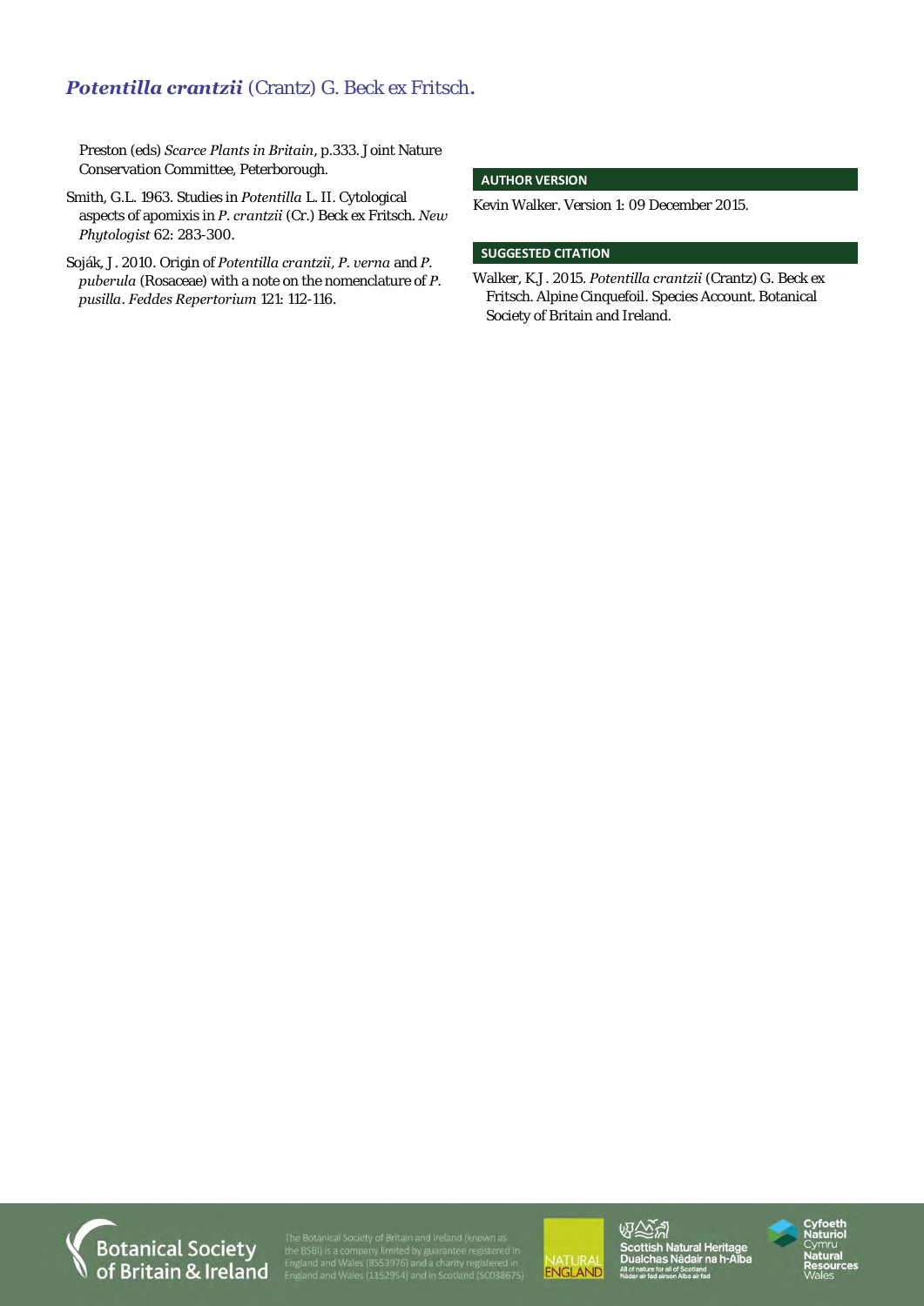Preston (eds) *Scarce Plants in Britain*, p.333. Joint Nature Conservation Committee, Peterborough.

Smith, G.L. 1963. Studies in *Potentilla* L. II. Cytological aspects of apomixis in *P. crantzii* (Cr.) Beck ex Fritsch. *New Phytologist* 62: 283-300.

Soják, J. 2010. Origin of *Potentilla crantzii*, *P. verna* and *P. puberula* (Rosaceae) with a note on the nomenclature of *P. pusilla*. *Feddes Repertorium* 121: 112-116.

## AUTHOR VERSION

Kevin Walker. Version 1: 09 December 2015.

## SUGGESTED CITATION

Walker, K.J. 2015. *Potentilla crantzii* (Crantz) G. Beck ex Fritsch. Alpine Cinquefoil. Species Account. Botanical Society of Britain and Ireland.

The Botanical Society of Britain and Ireland (known as the BSBI) is a company limited by guarantee registered in England and Wales (8553976) and a charity registered in England and Wales (1152954) and in Scotland (SC038675)